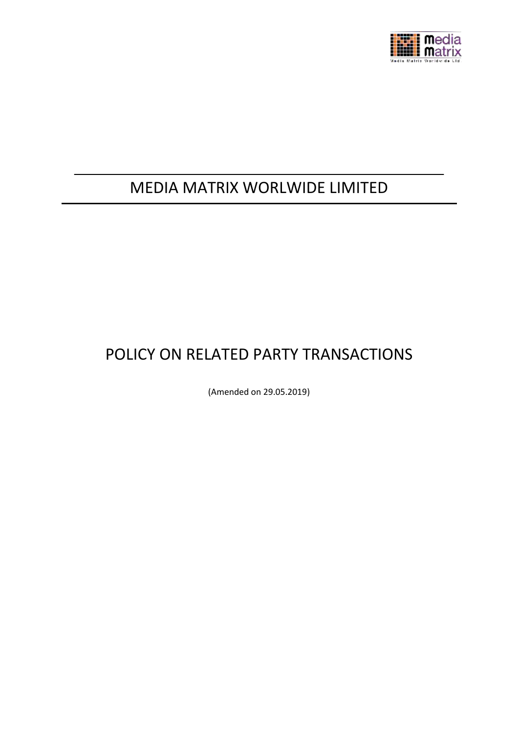# MEDIA MATRIX WORLWIDE LIMITED

# POLICY ON RELATED PARTY TRANSACTIONS

(Amended on 29.05.2019)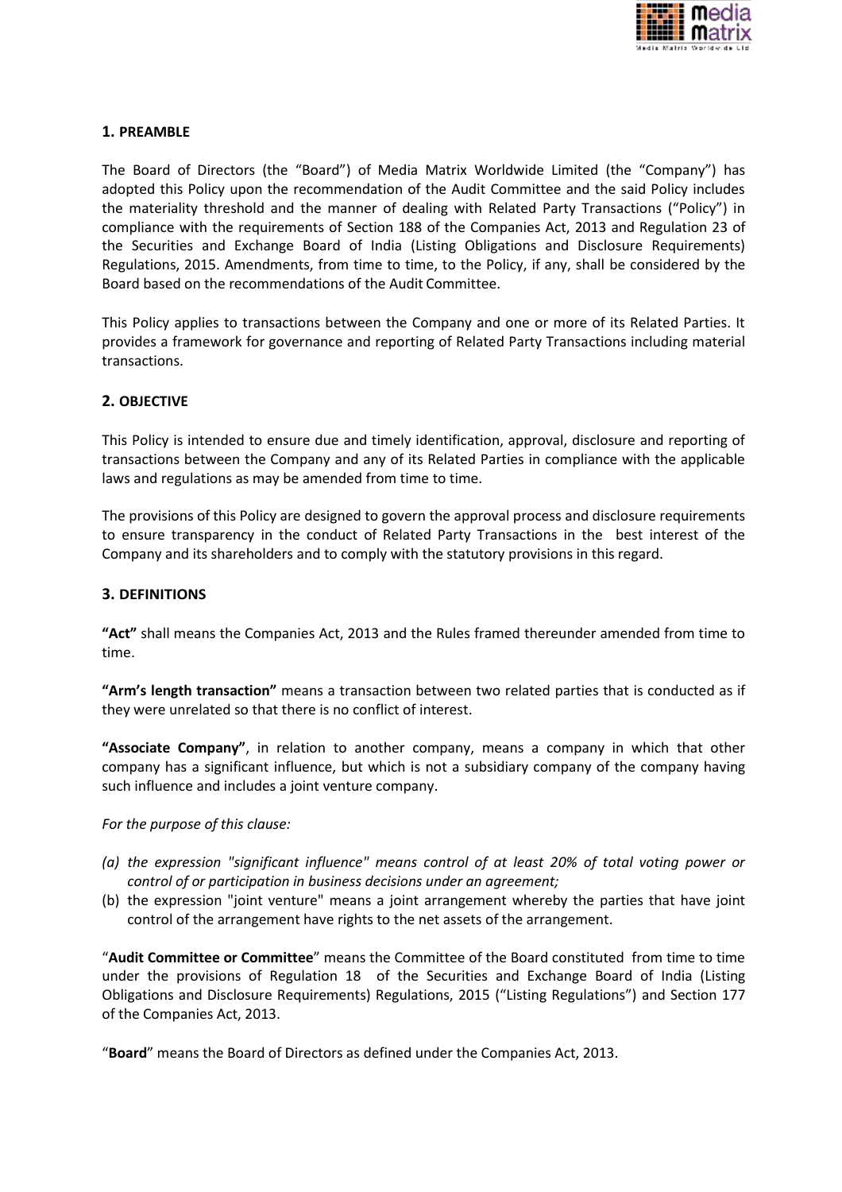## 1. PREAMBLE

The Board of Directors (the "Board") of Media Matrix Worldwide Limited (the "Company") has adopted this Policy upon the recommendation of the Audit Committee and the said Policy includes the materiality threshold and the manner of dealing with Related Party Transactions ("Policy") in compliance with the requirements of Section 188 of the Companies Act, 2013 and Regulation 23 of the Securities and Exchange Board of India (Listing Obligations and Disclosure Requirements) Regulations, 2015. Amendments, from time to time, to the Policy, if any, shall be considered by the Board based on the recommendations of the Audit Committee.

This Policy applies to transactions between the Company and one or more of its Related Parties. It provides a framework for governance and reporting of Related Party Transactions including material transactions.

## 2. OBJECTIVE

This Policy is intended to ensure due and timely identification, approval, disclosure and reporting of transactions between the Company and any of its Related Parties in compliance with the applicable laws and regulations as may be amended from time to time.

The provisions of this Policy are designed to govern the approval process and disclosure requirements to ensure transparency in the conduct of Related Party Transactions in the best interest of the Company and its shareholders and to comply with the statutory provisions in this regard.

## 3. DEFINITIONS

**"Act"** shall means the Companies Act, 2013 and the Rules framed thereunder amended from time to time.

**"Arm's length transaction"** means a transaction between two related parties that is conducted as if they were unrelated so that there is no conflict of interest.

**"Associate Company"**, in relation to another company, means a company in which that other company has a significant influence, but which is not a subsidiary company of the company having such influence and includes a joint venture company.

*For the purpose of this clause:*

- *(a) the expression "significant influence" means control of at least 20% of total voting power or control of or participation in business decisions under an agreement;*
- (b) the expression "joint venture" means a joint arrangement whereby the parties that have joint control of the arrangement have rights to the net assets of the arrangement.

"**Audit Committee or Committee**" means the Committee of the Board constituted from time to time under the provisions of Regulation 18 of the Securities and Exchange Board of India (Listing Obligations and Disclosure Requirements) Regulations, 2015 ("Listing Regulations") and Section 177 of the Companies Act, 2013.

"**Board**" means the Board of Directors as defined under the Companies Act, 2013.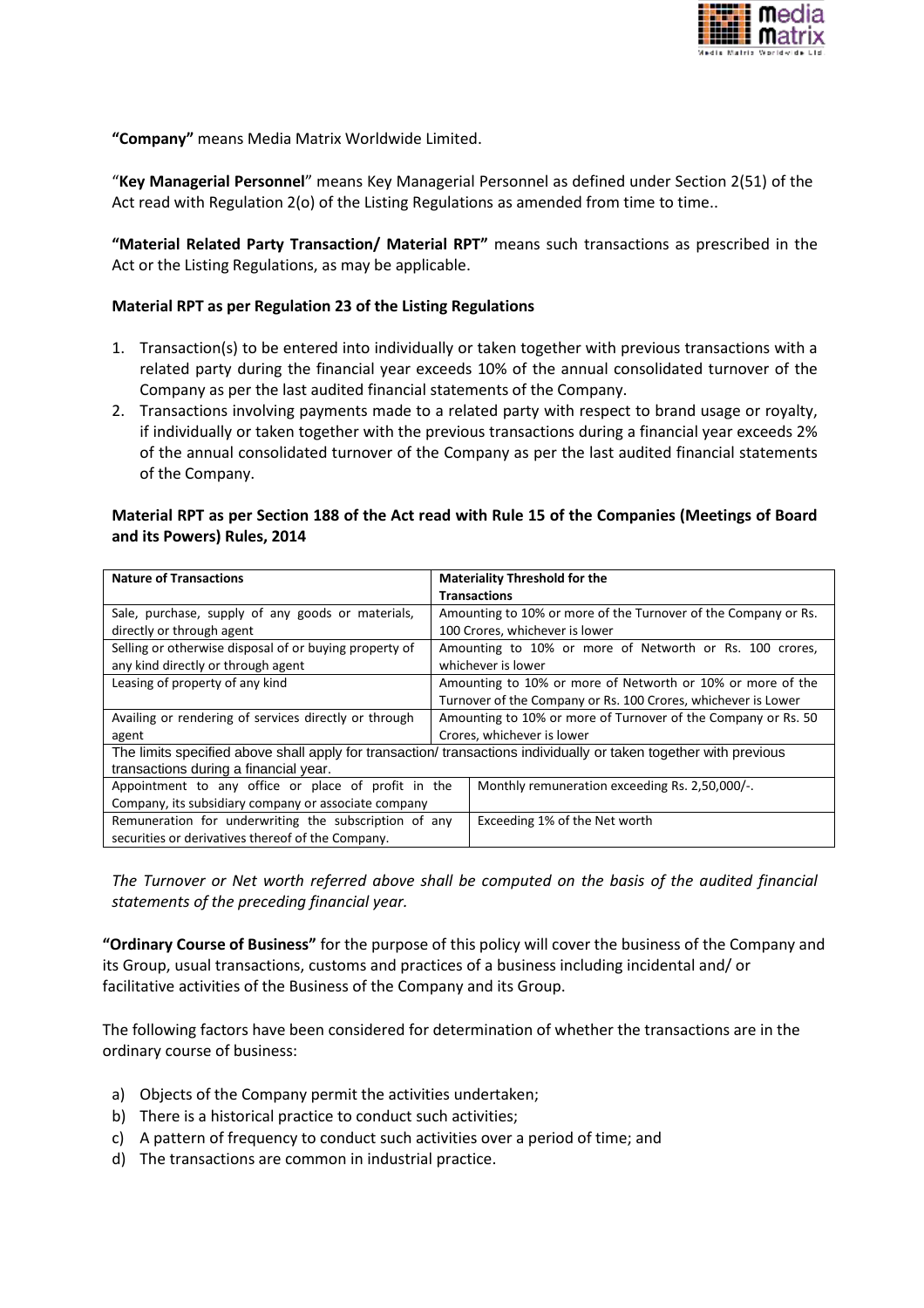**"Company"** means Media Matrix Worldwide Limited.

"**Key Managerial Personnel**" means Key Managerial Personnel as defined under Section 2(51) of the Act read with Regulation 2(o) of the Listing Regulations as amended from time to time..

**"Material Related Party Transaction/ Material RPT"** means such transactions as prescribed in the Act or the Listing Regulations, as may be applicable.

**Material RPT as per Regulation 23 of the Listing Regulations**

1. Transaction(s) to be entered into individually or taken together with previous transactions with a related party during the financial year exceeds 10% of the annual consolidated turnover of the Company as per the last audited financial statements of the Company.
2. Transactions involving payments made to a related party with respect to brand usage or royalty, if individually or taken together with the previous transactions during a financial year exceeds 2% of the annual consolidated turnover of the Company as per the last audited financial statements of the Company.

**Material RPT as per Section 188 of the Act read with Rule 15 of the Companies (Meetings of Board and its Powers) Rules, 2014**

| Nature of Transactions | Materiality Threshold for the Transactions |
|---|---|
| Sale, purchase, supply of any goods or materials, directly or through agent | Amounting to 10% or more of the Turnover of the Company or Rs. 100 Crores, whichever is lower |
| Selling or otherwise disposal of or buying property of any kind directly or through agent | Amounting to 10% or more of Networth or Rs. 100 crores, whichever is lower |
| Leasing of property of any kind | Amounting to 10% or more of Networth or 10% or more of the Turnover of the Company or Rs. 100 Crores, whichever is Lower |
| Availing or rendering of services directly or through agent | Amounting to 10% or more of Turnover of the Company or Rs. 50 Crores, whichever is lower |
| The limits specified above shall apply for transaction/ transactions individually or taken together with previous transactions during a financial year. | |
| Appointment to any office or place of profit in the Company, its subsidiary company or associate company | Monthly remuneration exceeding Rs. 2,50,000/-. |
| Remuneration for underwriting the subscription of any securities or derivatives thereof of the Company. | Exceeding 1% of the Net worth |

*The Turnover or Net worth referred above shall be computed on the basis of the audited financial statements of the preceding financial year.*

**"Ordinary Course of Business"** for the purpose of this policy will cover the business of the Company and its Group, usual transactions, customs and practices of a business including incidental and/ or facilitative activities of the Business of the Company and its Group.

The following factors have been considered for determination of whether the transactions are in the ordinary course of business:

a) Objects of the Company permit the activities undertaken;
b) There is a historical practice to conduct such activities;
c) A pattern of frequency to conduct such activities over a period of time; and
d) The transactions are common in industrial practice.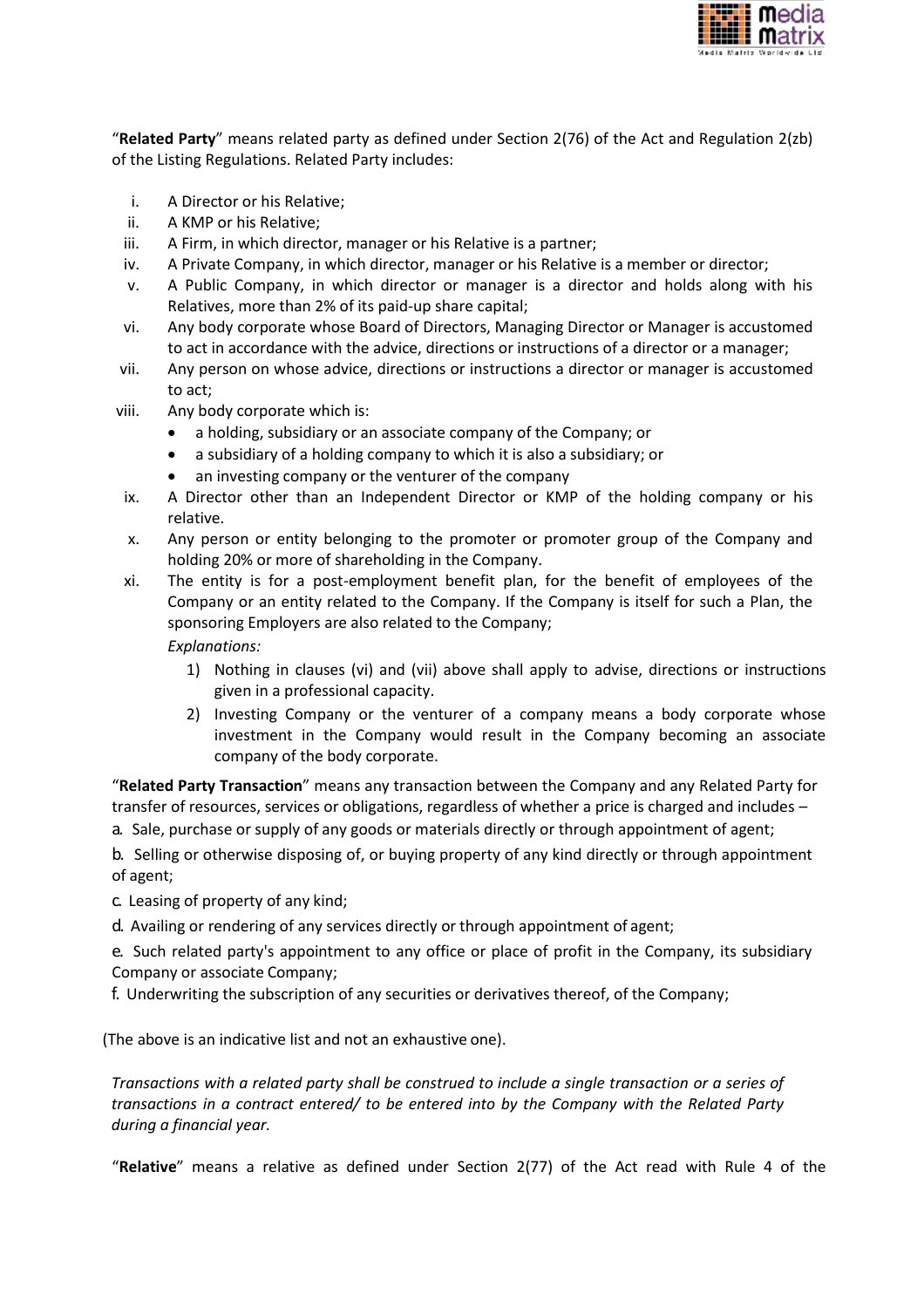"**Related Party**" means related party as defined under Section 2(76) of the Act and Regulation 2(zb) of the Listing Regulations. Related Party includes:

i. A Director or his Relative;
ii. A KMP or his Relative;
iii. A Firm, in which director, manager or his Relative is a partner;
iv. A Private Company, in which director, manager or his Relative is a member or director;
v. A Public Company, in which director or manager is a director and holds along with his Relatives, more than 2% of its paid-up share capital;
vi. Any body corporate whose Board of Directors, Managing Director or Manager is accustomed to act in accordance with the advice, directions or instructions of a director or a manager;
vii. Any person on whose advice, directions or instructions a director or manager is accustomed to act;
viii. Any body corporate which is:
   - a holding, subsidiary or an associate company of the Company; or
   - a subsidiary of a holding company to which it is also a subsidiary; or
   - an investing company or the venturer of the company
ix. A Director other than an Independent Director or KMP of the holding company or his relative.
x. Any person or entity belonging to the promoter or promoter group of the Company and holding 20% or more of shareholding in the Company.
xi. The entity is for a post-employment benefit plan, for the benefit of employees of the Company or an entity related to the Company. If the Company is itself for such a Plan, the sponsoring Employers are also related to the Company;

   *Explanations:*

   1) Nothing in clauses (vi) and (vii) above shall apply to advise, directions or instructions given in a professional capacity.
   2) Investing Company or the venturer of a company means a body corporate whose investment in the Company would result in the Company becoming an associate company of the body corporate.

"**Related Party Transaction**" means any transaction between the Company and any Related Party for transfer of resources, services or obligations, regardless of whether a price is charged and includes –

a. Sale, purchase or supply of any goods or materials directly or through appointment of agent;

b. Selling or otherwise disposing of, or buying property of any kind directly or through appointment of agent;

c. Leasing of property of any kind;

d. Availing or rendering of any services directly or through appointment of agent;

e. Such related party's appointment to any office or place of profit in the Company, its subsidiary Company or associate Company;

f. Underwriting the subscription of any securities or derivatives thereof, of the Company;

(The above is an indicative list and not an exhaustive one).

*Transactions with a related party shall be construed to include a single transaction or a series of transactions in a contract entered/ to be entered into by the Company with the Related Party during a financial year.*

"**Relative**" means a relative as defined under Section 2(77) of the Act read with Rule 4 of the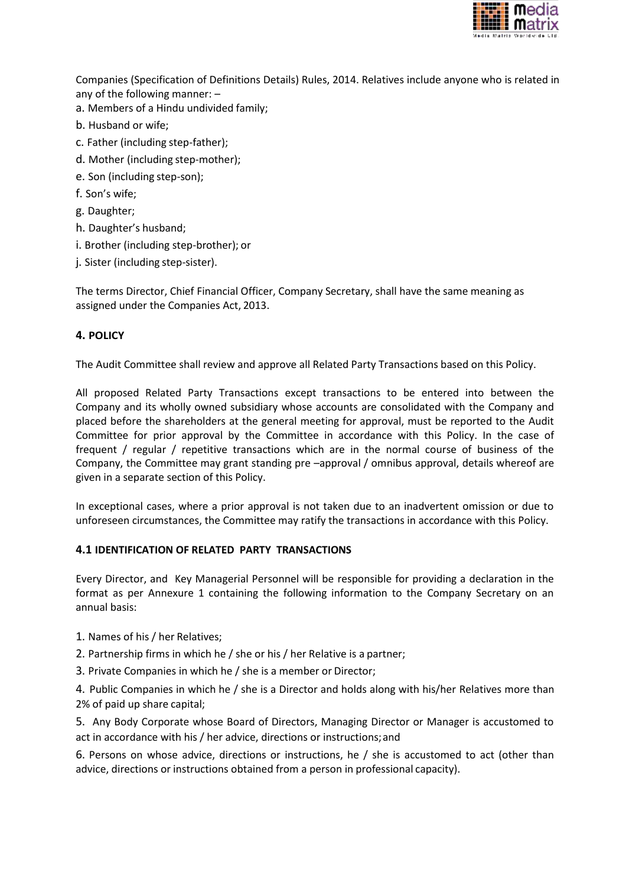Companies (Specification of Definitions Details) Rules, 2014. Relatives include anyone who is related in any of the following manner: –

a. Members of a Hindu undivided family;

b. Husband or wife;

c. Father (including step-father);

d. Mother (including step-mother);

e. Son (including step-son);

f. Son's wife;

g. Daughter;

h. Daughter's husband;

i. Brother (including step-brother); or

j. Sister (including step-sister).

The terms Director, Chief Financial Officer, Company Secretary, shall have the same meaning as assigned under the Companies Act, 2013.

## 4. POLICY

The Audit Committee shall review and approve all Related Party Transactions based on this Policy.

All proposed Related Party Transactions except transactions to be entered into between the Company and its wholly owned subsidiary whose accounts are consolidated with the Company and placed before the shareholders at the general meeting for approval, must be reported to the Audit Committee for prior approval by the Committee in accordance with this Policy. In the case of frequent / regular / repetitive transactions which are in the normal course of business of the Company, the Committee may grant standing pre –approval / omnibus approval, details whereof are given in a separate section of this Policy.

In exceptional cases, where a prior approval is not taken due to an inadvertent omission or due to unforeseen circumstances, the Committee may ratify the transactions in accordance with this Policy.

### 4.1 IDENTIFICATION OF RELATED PARTY TRANSACTIONS

Every Director, and Key Managerial Personnel will be responsible for providing a declaration in the format as per Annexure 1 containing the following information to the Company Secretary on an annual basis:

1. Names of his / her Relatives;
2. Partnership firms in which he / she or his / her Relative is a partner;
3. Private Companies in which he / she is a member or Director;
4. Public Companies in which he / she is a Director and holds along with his/her Relatives more than 2% of paid up share capital;
5. Any Body Corporate whose Board of Directors, Managing Director or Manager is accustomed to act in accordance with his / her advice, directions or instructions; and
6. Persons on whose advice, directions or instructions, he / she is accustomed to act (other than advice, directions or instructions obtained from a person in professional capacity).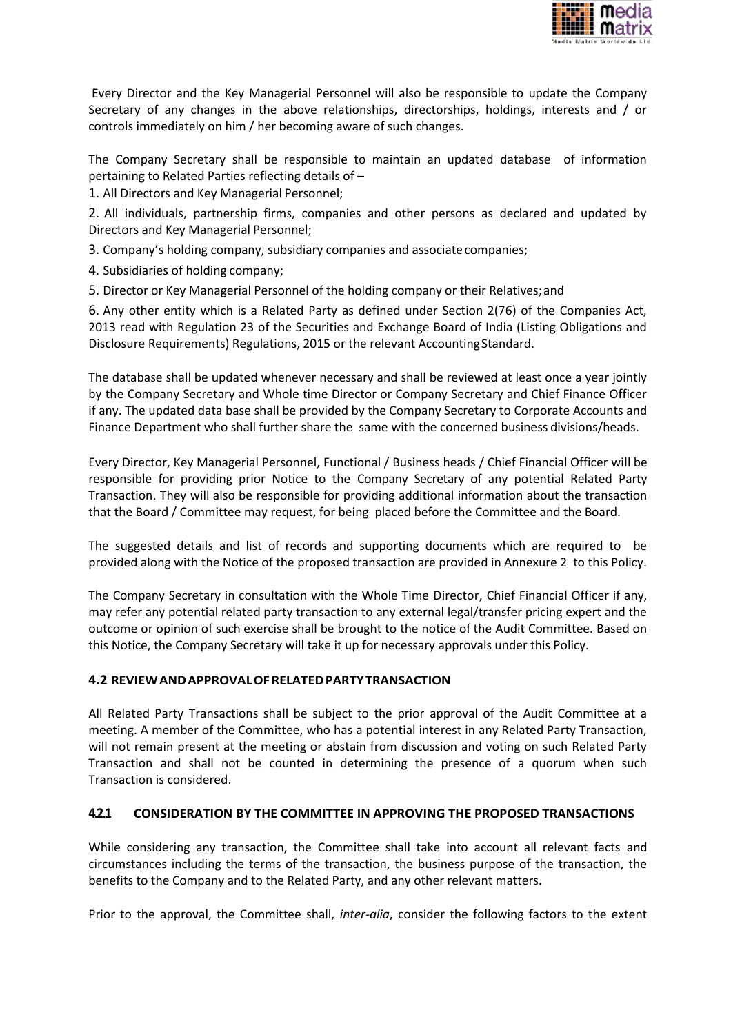Every Director and the Key Managerial Personnel will also be responsible to update the Company Secretary of any changes in the above relationships, directorships, holdings, interests and / or controls immediately on him / her becoming aware of such changes.

The Company Secretary shall be responsible to maintain an updated database of information pertaining to Related Parties reflecting details of –

1. All Directors and Key Managerial Personnel;
2. All individuals, partnership firms, companies and other persons as declared and updated by Directors and Key Managerial Personnel;
3. Company's holding company, subsidiary companies and associate companies;
4. Subsidiaries of holding company;
5. Director or Key Managerial Personnel of the holding company or their Relatives; and
6. Any other entity which is a Related Party as defined under Section 2(76) of the Companies Act, 2013 read with Regulation 23 of the Securities and Exchange Board of India (Listing Obligations and Disclosure Requirements) Regulations, 2015 or the relevant Accounting Standard.

The database shall be updated whenever necessary and shall be reviewed at least once a year jointly by the Company Secretary and Whole time Director or Company Secretary and Chief Finance Officer if any. The updated data base shall be provided by the Company Secretary to Corporate Accounts and Finance Department who shall further share the same with the concerned business divisions/heads.

Every Director, Key Managerial Personnel, Functional / Business heads / Chief Financial Officer will be responsible for providing prior Notice to the Company Secretary of any potential Related Party Transaction. They will also be responsible for providing additional information about the transaction that the Board / Committee may request, for being placed before the Committee and the Board.

The suggested details and list of records and supporting documents which are required to be provided along with the Notice of the proposed transaction are provided in Annexure 2 to this Policy.

The Company Secretary in consultation with the Whole Time Director, Chief Financial Officer if any, may refer any potential related party transaction to any external legal/transfer pricing expert and the outcome or opinion of such exercise shall be brought to the notice of the Audit Committee. Based on this Notice, the Company Secretary will take it up for necessary approvals under this Policy.

### 4.2 REVIEW AND APPROVAL OF RELATED PARTY TRANSACTION

All Related Party Transactions shall be subject to the prior approval of the Audit Committee at a meeting. A member of the Committee, who has a potential interest in any Related Party Transaction, will not remain present at the meeting or abstain from discussion and voting on such Related Party Transaction and shall not be counted in determining the presence of a quorum when such Transaction is considered.

#### 4.2.1 CONSIDERATION BY THE COMMITTEE IN APPROVING THE PROPOSED TRANSACTIONS

While considering any transaction, the Committee shall take into account all relevant facts and circumstances including the terms of the transaction, the business purpose of the transaction, the benefits to the Company and to the Related Party, and any other relevant matters.

Prior to the approval, the Committee shall, *inter-alia*, consider the following factors to the extent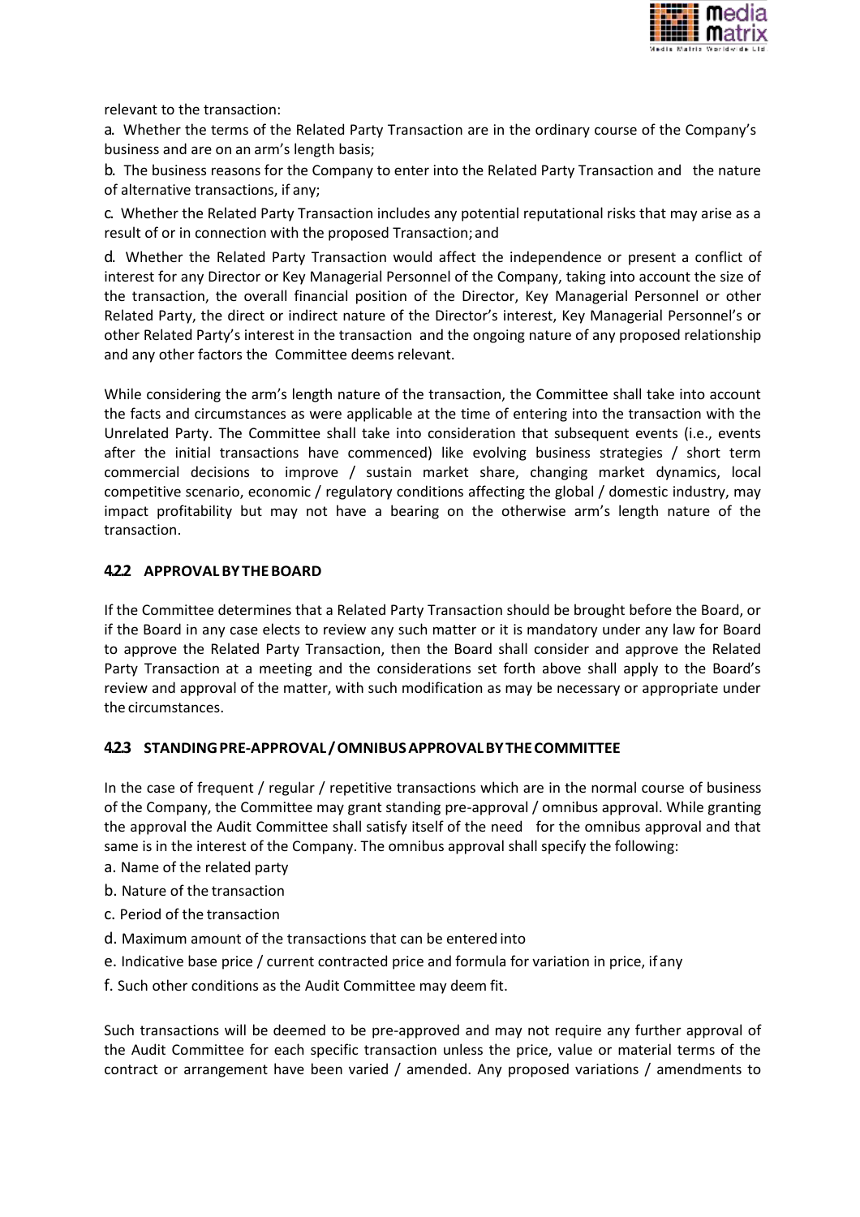relevant to the transaction:

a. Whether the terms of the Related Party Transaction are in the ordinary course of the Company's business and are on an arm's length basis;

b. The business reasons for the Company to enter into the Related Party Transaction and the nature of alternative transactions, if any;

c. Whether the Related Party Transaction includes any potential reputational risks that may arise as a result of or in connection with the proposed Transaction; and

d. Whether the Related Party Transaction would affect the independence or present a conflict of interest for any Director or Key Managerial Personnel of the Company, taking into account the size of the transaction, the overall financial position of the Director, Key Managerial Personnel or other Related Party, the direct or indirect nature of the Director's interest, Key Managerial Personnel's or other Related Party's interest in the transaction and the ongoing nature of any proposed relationship and any other factors the Committee deems relevant.

While considering the arm's length nature of the transaction, the Committee shall take into account the facts and circumstances as were applicable at the time of entering into the transaction with the Unrelated Party. The Committee shall take into consideration that subsequent events (i.e., events after the initial transactions have commenced) like evolving business strategies / short term commercial decisions to improve / sustain market share, changing market dynamics, local competitive scenario, economic / regulatory conditions affecting the global / domestic industry, may impact profitability but may not have a bearing on the otherwise arm's length nature of the transaction.

### 4.2.2 APPROVAL BY THE BOARD

If the Committee determines that a Related Party Transaction should be brought before the Board, or if the Board in any case elects to review any such matter or it is mandatory under any law for Board to approve the Related Party Transaction, then the Board shall consider and approve the Related Party Transaction at a meeting and the considerations set forth above shall apply to the Board's review and approval of the matter, with such modification as may be necessary or appropriate under the circumstances.

### 4.2.3 STANDING PRE-APPROVAL / OMNIBUS APPROVAL BY THE COMMITTEE

In the case of frequent / regular / repetitive transactions which are in the normal course of business of the Company, the Committee may grant standing pre-approval / omnibus approval. While granting the approval the Audit Committee shall satisfy itself of the need for the omnibus approval and that same is in the interest of the Company. The omnibus approval shall specify the following:

a. Name of the related party

b. Nature of the transaction

c. Period of the transaction

d. Maximum amount of the transactions that can be entered into

e. Indicative base price / current contracted price and formula for variation in price, if any

f. Such other conditions as the Audit Committee may deem fit.

Such transactions will be deemed to be pre-approved and may not require any further approval of the Audit Committee for each specific transaction unless the price, value or material terms of the contract or arrangement have been varied / amended. Any proposed variations / amendments to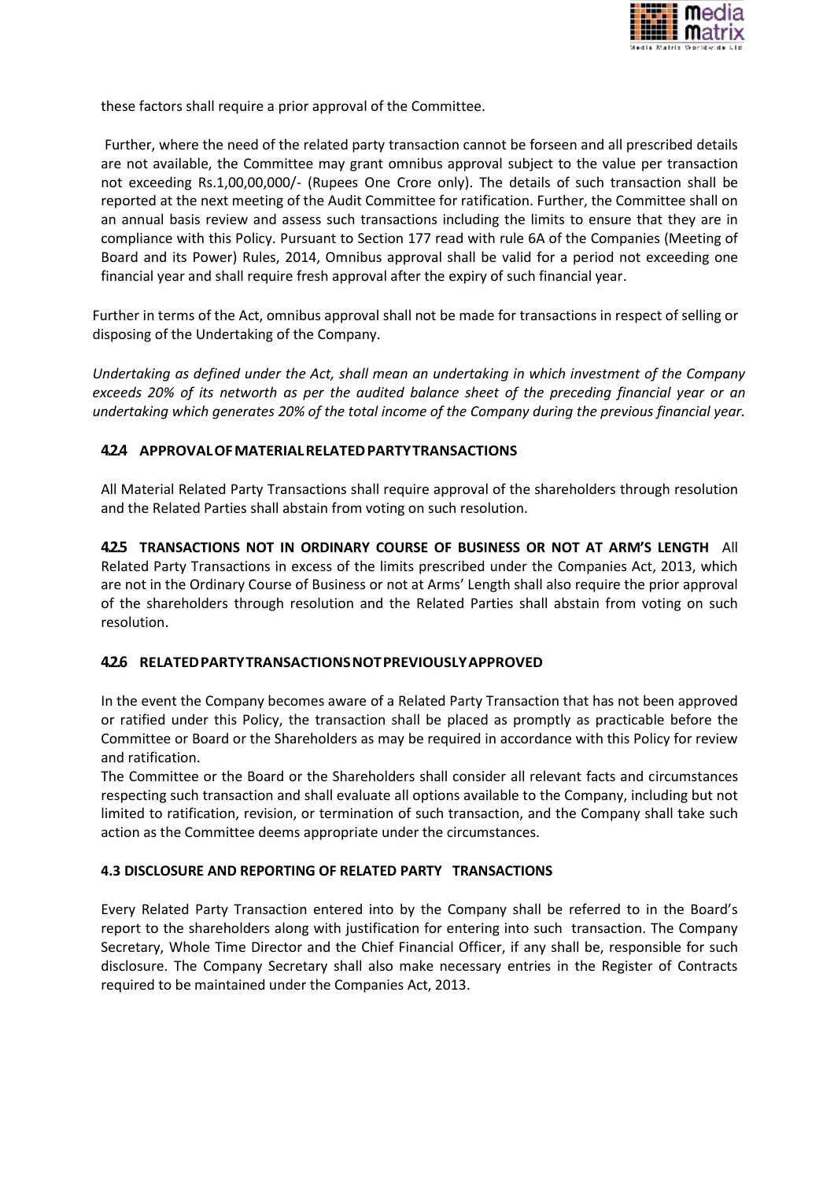these factors shall require a prior approval of the Committee.

Further, where the need of the related party transaction cannot be forseen and all prescribed details are not available, the Committee may grant omnibus approval subject to the value per transaction not exceeding Rs.1,00,00,000/- (Rupees One Crore only). The details of such transaction shall be reported at the next meeting of the Audit Committee for ratification. Further, the Committee shall on an annual basis review and assess such transactions including the limits to ensure that they are in compliance with this Policy. Pursuant to Section 177 read with rule 6A of the Companies (Meeting of Board and its Power) Rules, 2014, Omnibus approval shall be valid for a period not exceeding one financial year and shall require fresh approval after the expiry of such financial year.

Further in terms of the Act, omnibus approval shall not be made for transactions in respect of selling or disposing of the Undertaking of the Company.

*Undertaking as defined under the Act, shall mean an undertaking in which investment of the Company exceeds 20% of its networth as per the audited balance sheet of the preceding financial year or an undertaking which generates 20% of the total income of the Company during the previous financial year.*

#### 4.2.4 APPROVAL OF MATERIAL RELATED PARTY TRANSACTIONS

All Material Related Party Transactions shall require approval of the shareholders through resolution and the Related Parties shall abstain from voting on such resolution.

**4.2.5 TRANSACTIONS NOT IN ORDINARY COURSE OF BUSINESS OR NOT AT ARM'S LENGTH** All Related Party Transactions in excess of the limits prescribed under the Companies Act, 2013, which are not in the Ordinary Course of Business or not at Arms' Length shall also require the prior approval of the shareholders through resolution and the Related Parties shall abstain from voting on such resolution.

#### 4.2.6 RELATED PARTY TRANSACTIONS NOT PREVIOUSLY APPROVED

In the event the Company becomes aware of a Related Party Transaction that has not been approved or ratified under this Policy, the transaction shall be placed as promptly as practicable before the Committee or Board or the Shareholders as may be required in accordance with this Policy for review and ratification.

The Committee or the Board or the Shareholders shall consider all relevant facts and circumstances respecting such transaction and shall evaluate all options available to the Company, including but not limited to ratification, revision, or termination of such transaction, and the Company shall take such action as the Committee deems appropriate under the circumstances.

#### 4.3 DISCLOSURE AND REPORTING OF RELATED PARTY TRANSACTIONS

Every Related Party Transaction entered into by the Company shall be referred to in the Board's report to the shareholders along with justification for entering into such transaction. The Company Secretary, Whole Time Director and the Chief Financial Officer, if any shall be, responsible for such disclosure. The Company Secretary shall also make necessary entries in the Register of Contracts required to be maintained under the Companies Act, 2013.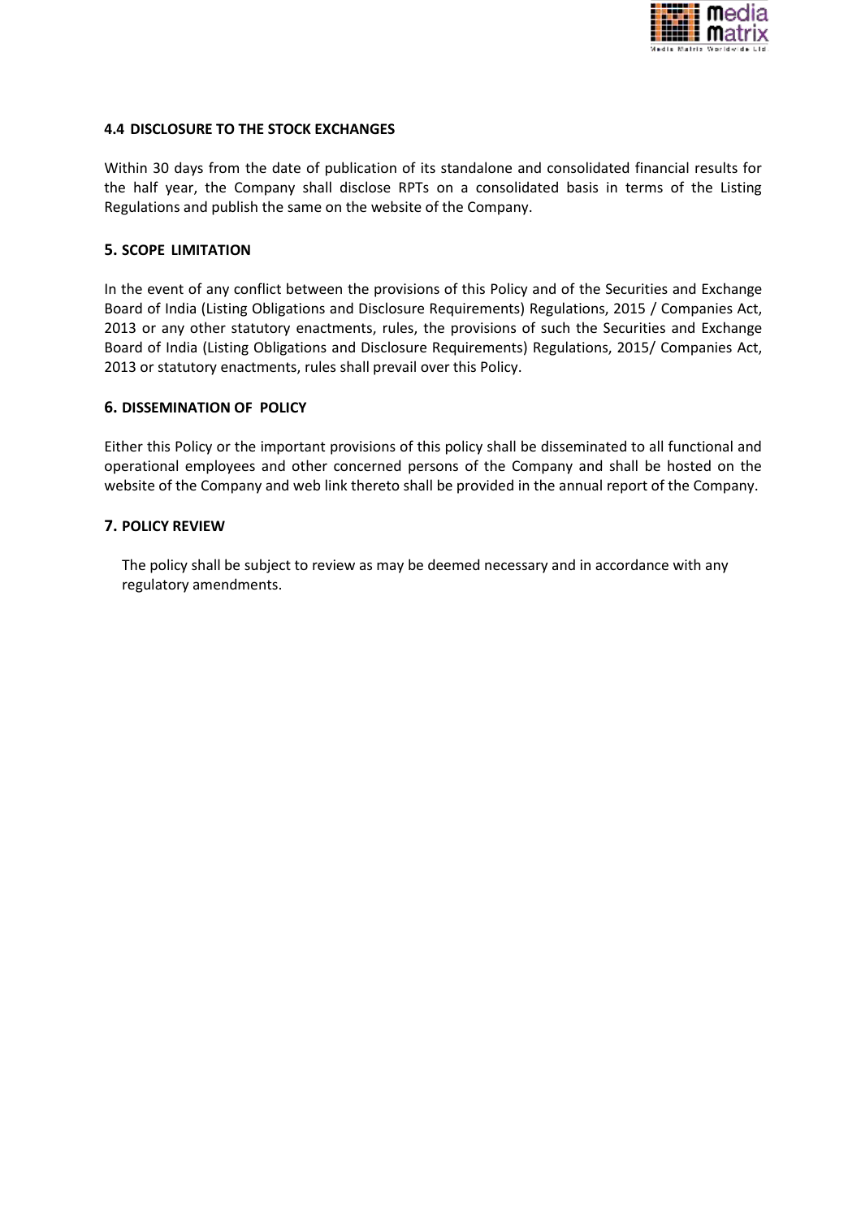### 4.4 DISCLOSURE TO THE STOCK EXCHANGES

Within 30 days from the date of publication of its standalone and consolidated financial results for the half year, the Company shall disclose RPTs on a consolidated basis in terms of the Listing Regulations and publish the same on the website of the Company.

## 5. SCOPE LIMITATION

In the event of any conflict between the provisions of this Policy and of the Securities and Exchange Board of India (Listing Obligations and Disclosure Requirements) Regulations, 2015 / Companies Act, 2013 or any other statutory enactments, rules, the provisions of such the Securities and Exchange Board of India (Listing Obligations and Disclosure Requirements) Regulations, 2015/ Companies Act, 2013 or statutory enactments, rules shall prevail over this Policy.

## 6. DISSEMINATION OF POLICY

Either this Policy or the important provisions of this policy shall be disseminated to all functional and operational employees and other concerned persons of the Company and shall be hosted on the website of the Company and web link thereto shall be provided in the annual report of the Company.

## 7. POLICY REVIEW

The policy shall be subject to review as may be deemed necessary and in accordance with any regulatory amendments.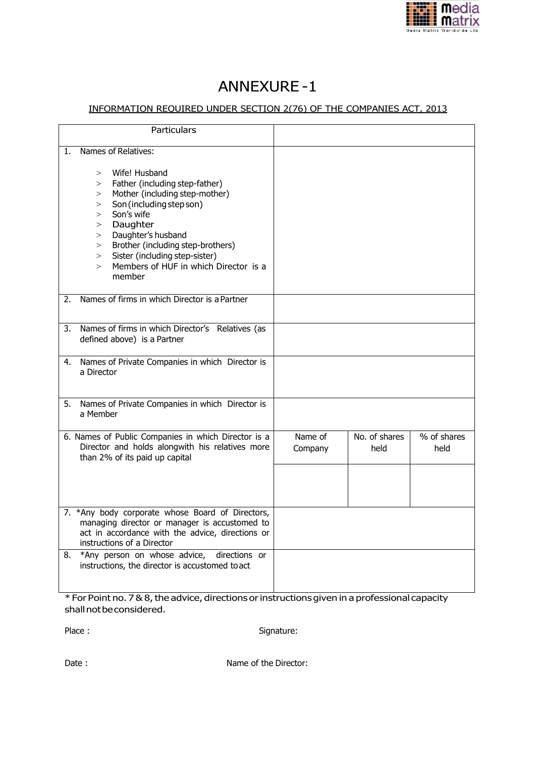# ANNEXURE -1

INFORMATION REQUIRED UNDER SECTION 2(76) OF THE COMPANIES ACT, 2013

| Particulars | | | |
|---|---|---|---|
| 1. Names of Relatives:<br><br>> Wife! Husband<br>> Father (including step-father)<br>> Mother (including step-mother)<br>> Son (including step son)<br>> Son's wife<br>> Daughter<br>> Daughter's husband<br>> Brother (including step-brothers)<br>> Sister (including step-sister)<br>> Members of HUF in which Director is a member | | | |
| 2. Names of firms in which Director is a Partner | | | |
| 3. Names of firms in which Director's Relatives (as defined above) is a Partner | | | |
| 4. Names of Private Companies in which Director is a Director | | | |
| 5. Names of Private Companies in which Director is a Member | | | |
| 6. Names of Public Companies in which Director is a Director and holds alongwith his relatives more than 2% of its paid up capital | Name of Company | No. of shares held | % of shares held |
| | | | |
| 7. *Any body corporate whose Board of Directors, managing director or manager is accustomed to act in accordance with the advice, directions or instructions of a Director | | | |
| 8. *Any person on whose advice, directions or instructions, the director is accustomed to act | | | |

\* For Point no. 7 & 8, the advice, directions or instructions given in a professional capacity shall not be considered.

Place : Signature:

Date : Name of the Director: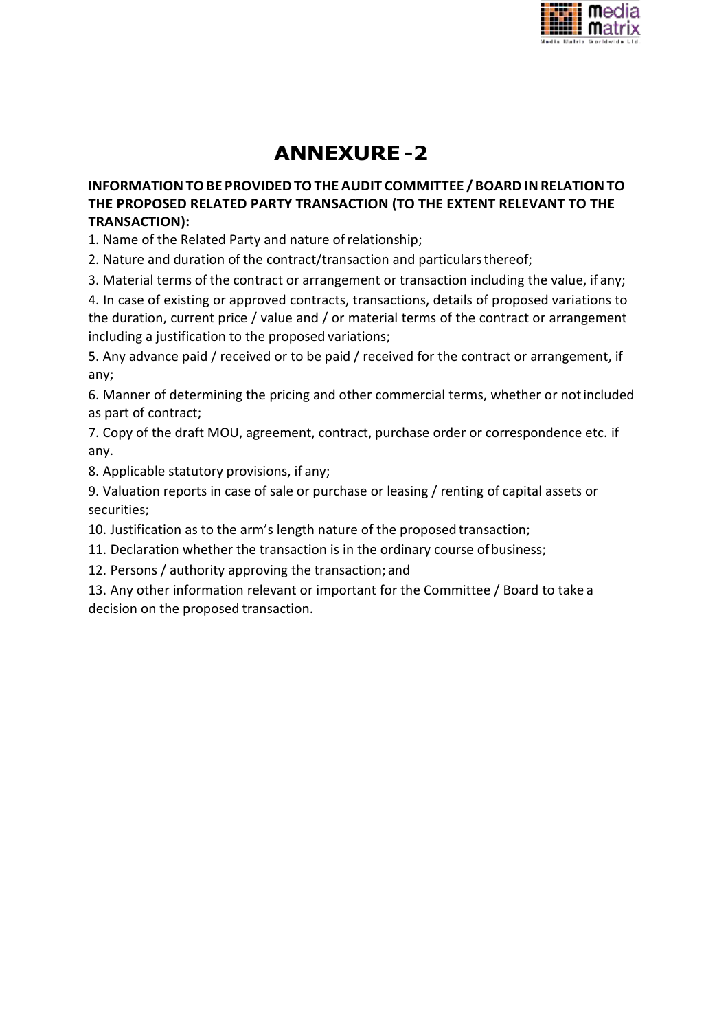# ANNEXURE -2

**INFORMATION TO BE PROVIDED TO THE AUDIT COMMITTEE / BOARD IN RELATION TO THE PROPOSED RELATED PARTY TRANSACTION (TO THE EXTENT RELEVANT TO THE TRANSACTION):**

1. Name of the Related Party and nature of relationship;
2. Nature and duration of the contract/transaction and particulars thereof;
3. Material terms of the contract or arrangement or transaction including the value, if any;
4. In case of existing or approved contracts, transactions, details of proposed variations to the duration, current price / value and / or material terms of the contract or arrangement including a justification to the proposed variations;
5. Any advance paid / received or to be paid / received for the contract or arrangement, if any;
6. Manner of determining the pricing and other commercial terms, whether or not included as part of contract;
7. Copy of the draft MOU, agreement, contract, purchase order or correspondence etc. if any.
8. Applicable statutory provisions, if any;
9. Valuation reports in case of sale or purchase or leasing / renting of capital assets or securities;
10. Justification as to the arm's length nature of the proposed transaction;
11. Declaration whether the transaction is in the ordinary course of business;
12. Persons / authority approving the transaction; and
13. Any other information relevant or important for the Committee / Board to take a decision on the proposed transaction.